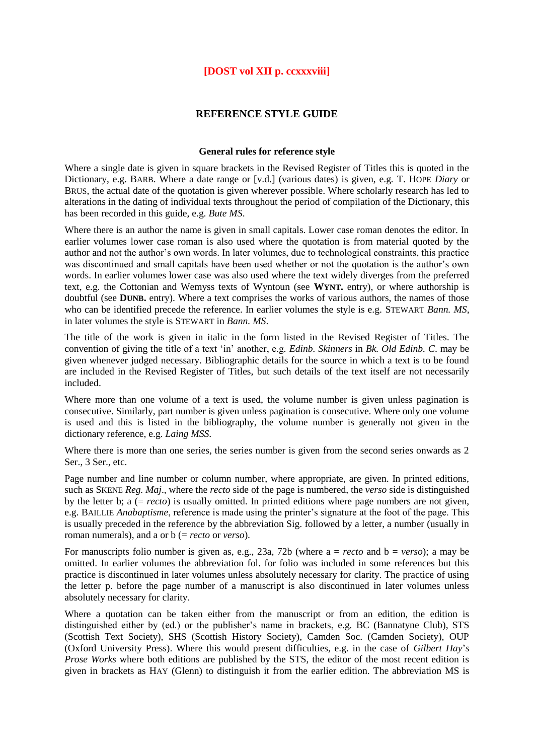**[DOST vol XII p. ccxxxviii]**

## REFERENCE STYLE GUIDE

### General rules for reference style

Where a single date is given in square brackets in the Revised Register of Titles this is quoted in the Dictionary, e.g. BARB. Where a date range or [v.d.] (various dates) is given, e.g. T. HOPE *Diary* or BRUS, the actual date of the quotation is given wherever possible. Where scholarly research has led to alterations in the dating of individual texts throughout the period of compilation of the Dictionary, this has been recorded in this guide, e.g. *Bute MS*.

Where there is an author the name is given in small capitals. Lower case roman denotes the editor. In earlier volumes lower case roman is also used where the quotation is from material quoted by the author and not the author's own words. In later volumes, due to technological constraints, this practice was discontinued and small capitals have been used whether or not the quotation is the author's own words. In earlier volumes lower case was also used where the text widely diverges from the preferred text, e.g. the Cottonian and Wemyss texts of Wyntoun (see **WYNT.** entry), or where authorship is doubtful (see **DUNB.** entry). Where a text comprises the works of various authors, the names of those who can be identified precede the reference. In earlier volumes the style is e.g. STEWART *Bann. MS*, in later volumes the style is STEWART in *Bann. MS*.

The title of the work is given in italic in the form listed in the Revised Register of Titles. The convention of giving the title of a text 'in' another, e.g. *Edinb. Skinners* in *Bk. Old Edinb. C*. may be given whenever judged necessary. Bibliographic details for the source in which a text is to be found are included in the Revised Register of Titles, but such details of the text itself are not necessarily included.

Where more than one volume of a text is used, the volume number is given unless pagination is consecutive. Similarly, part number is given unless pagination is consecutive. Where only one volume is used and this is listed in the bibliography, the volume number is generally not given in the dictionary reference, e.g. *Laing MSS*.

Where there is more than one series, the series number is given from the second series onwards as 2 Ser., 3 Ser., etc.

Page number and line number or column number, where appropriate, are given. In printed editions, such as SKENE *Reg. Maj*., where the *recto* side of the page is numbered, the *verso* side is distinguished by the letter b; a (= *recto*) is usually omitted. In printed editions where page numbers are not given, e.g. BAILLIE *Anabaptisme*, reference is made using the printer's signature at the foot of the page. This is usually preceded in the reference by the abbreviation Sig. followed by a letter, a number (usually in roman numerals), and a or b (= *recto* or *verso*).

For manuscripts folio number is given as, e.g., 23a, 72b (where a = *recto* and b = *verso*); a may be omitted. In earlier volumes the abbreviation fol. for folio was included in some references but this practice is discontinued in later volumes unless absolutely necessary for clarity. The practice of using the letter p. before the page number of a manuscript is also discontinued in later volumes unless absolutely necessary for clarity.

Where a quotation can be taken either from the manuscript or from an edition, the edition is distinguished either by (ed.) or the publisher's name in brackets, e.g. BC (Bannatyne Club), STS (Scottish Text Society), SHS (Scottish History Society), Camden Soc. (Camden Society), OUP (Oxford University Press). Where this would present difficulties, e.g. in the case of *Gilbert Hay*'*s Prose Works* where both editions are published by the STS, the editor of the most recent edition is given in brackets as HAY (Glenn) to distinguish it from the earlier edition. The abbreviation MS is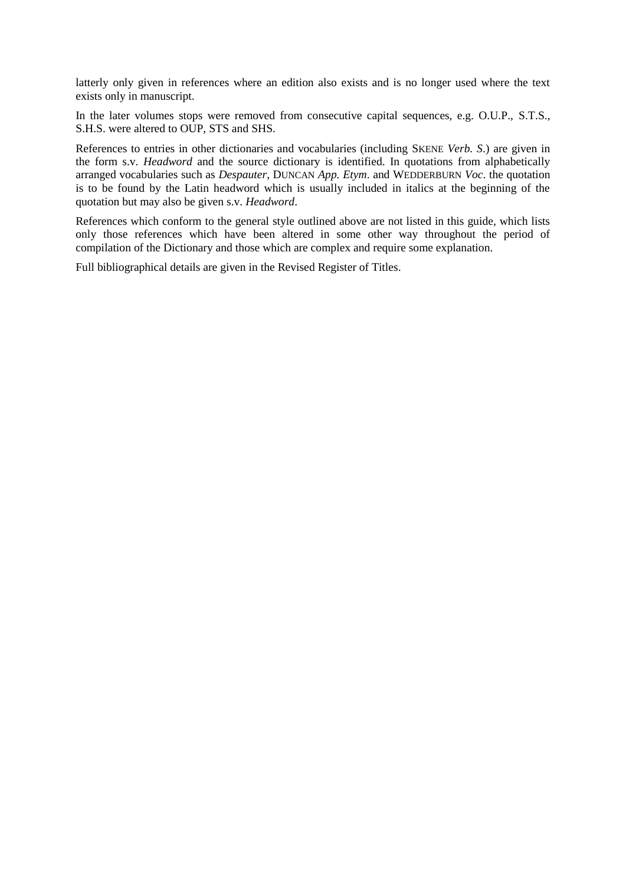latterly only given in references where an edition also exists and is no longer used where the text exists only in manuscript.

In the later volumes stops were removed from consecutive capital sequences, e.g. O.U.P., S.T.S., S.H.S. were altered to OUP, STS and SHS.

References to entries in other dictionaries and vocabularies (including SKENE *Verb. S*.) are given in the form s.v. *Headword* and the source dictionary is identified. In quotations from alphabetically arranged vocabularies such as *Despauter*, DUNCAN *App. Etym*. and WEDDERBURN *Voc*. the quotation is to be found by the Latin headword which is usually included in italics at the beginning of the quotation but may also be given s.v. *Headword*.

References which conform to the general style outlined above are not listed in this guide, which lists only those references which have been altered in some other way throughout the period of compilation of the Dictionary and those which are complex and require some explanation.

Full bibliographical details are given in the Revised Register of Titles.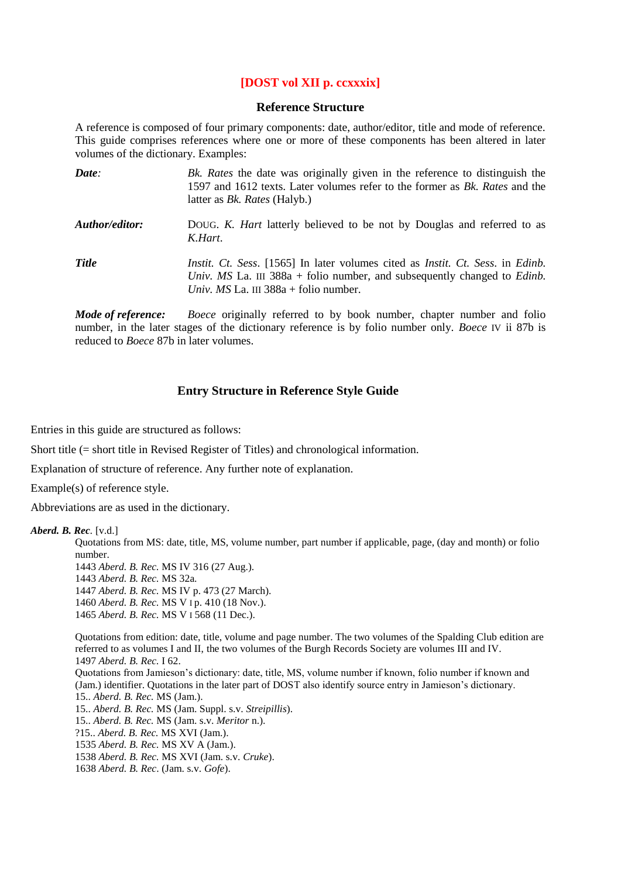**[DOST vol XII p. ccxxxix]**

## Reference Structure

A reference is composed of four primary components: date, author/editor, title and mode of reference. This guide comprises references where one or more of these components has been altered in later volumes of the dictionary. Examples:

***Date:*** *Bk. Rates* the date was originally given in the reference to distinguish the 1597 and 1612 texts. Later volumes refer to the former as *Bk. Rates* and the latter as *Bk. Rates* (Halyb.)

***Author/editor:*** DOUG. *K. Hart* latterly believed to be not by Douglas and referred to as *K.Hart*.

***Title*** *Instit. Ct. Sess*. [1565] In later volumes cited as *Instit. Ct. Sess*. in *Edinb. Univ. MS* La. III 388a + folio number, and subsequently changed to *Edinb. Univ. MS* La. III 388a + folio number.

***Mode of reference:*** *Boece* originally referred to by book number, chapter number and folio number, in the later stages of the dictionary reference is by folio number only. *Boece* IV ii 87b is reduced to *Boece* 87b in later volumes.

## Entry Structure in Reference Style Guide

Entries in this guide are structured as follows:

Short title (= short title in Revised Register of Titles) and chronological information.

Explanation of structure of reference. Any further note of explanation.

Example(s) of reference style.

Abbreviations are as used in the dictionary.

***Aberd. B. Rec*.** [v.d.]

Quotations from MS: date, title, MS, volume number, part number if applicable, page, (day and month) or folio number.

1443 *Aberd. B. Rec.* MS IV 316 (27 Aug.).
1443 *Aberd. B. Rec.* MS 32a.
1447 *Aberd. B. Rec.* MS IV p. 473 (27 March).
1460 *Aberd. B. Rec.* MS V I p. 410 (18 Nov.).
1465 *Aberd. B. Rec.* MS V I 568 (11 Dec.).

Quotations from edition: date, title, volume and page number. The two volumes of the Spalding Club edition are referred to as volumes I and II, the two volumes of the Burgh Records Society are volumes III and IV.
1497 *Aberd. B. Rec.* I 62.
Quotations from Jamieson's dictionary: date, title, MS, volume number if known, folio number if known and (Jam.) identifier. Quotations in the later part of DOST also identify source entry in Jamieson's dictionary.
15.. *Aberd. B. Rec.* MS (Jam.).
15.. *Aberd. B. Rec.* MS (Jam. Suppl. s.v. *Streipillis*).
15.. *Aberd. B. Rec.* MS (Jam. s.v. *Meritor* n.).
?15.. *Aberd. B. Rec.* MS XVI (Jam.).
1535 *Aberd. B. Rec.* MS XV A (Jam.).
1538 *Aberd. B. Rec.* MS XVI (Jam. s.v. *Cruke*).
1638 *Aberd. B. Rec*. (Jam. s.v. *Gofe*).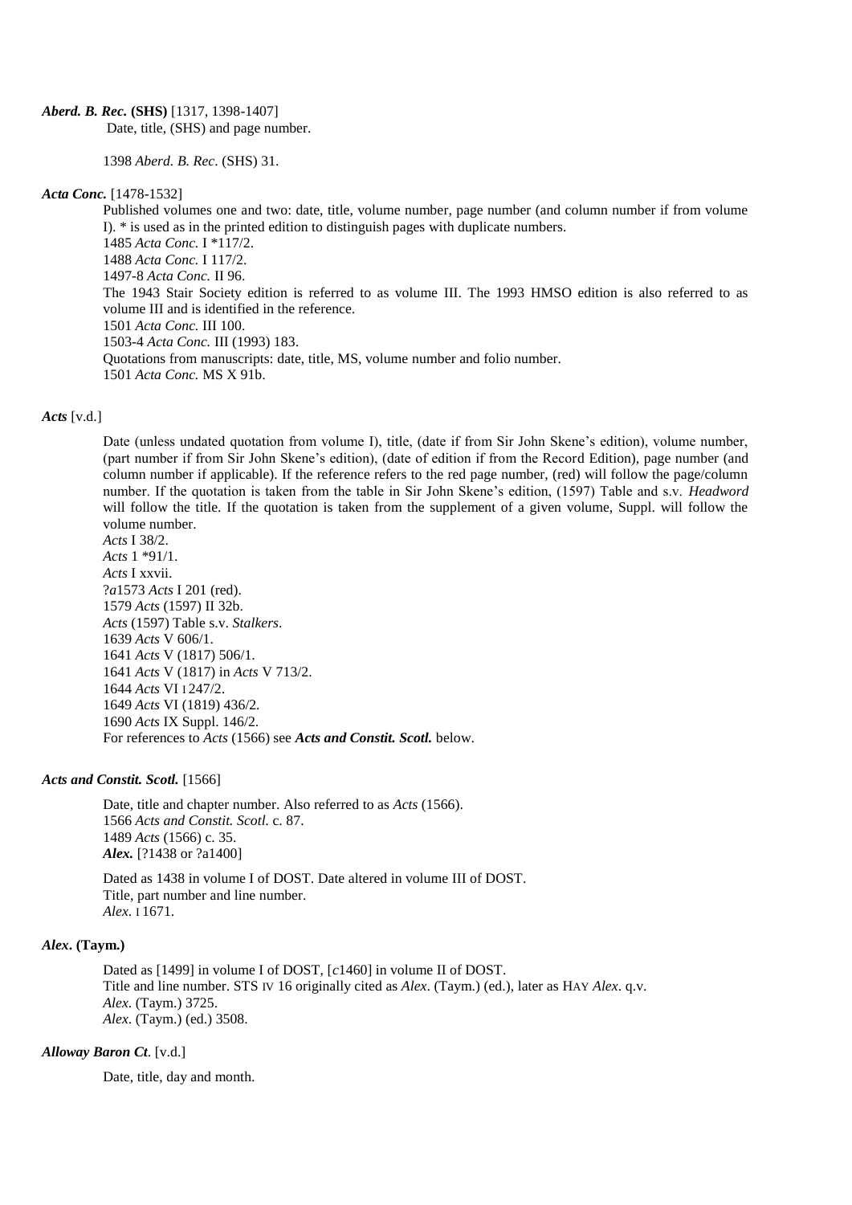***Aberd. B. Rec.* (SHS)** [1317, 1398-1407]

Date, title, (SHS) and page number.

1398 *Aberd. B. Rec*. (SHS) 31.

***Acta Conc.*** [1478-1532]

Published volumes one and two: date, title, volume number, page number (and column number if from volume I). * is used as in the printed edition to distinguish pages with duplicate numbers.
1485 *Acta Conc.* I *117/2.
1488 *Acta Conc.* I 117/2.
1497-8 *Acta Conc.* II 96.
The 1943 Stair Society edition is referred to as volume III. The 1993 HMSO edition is also referred to as volume III and is identified in the reference.
1501 *Acta Conc.* III 100.
1503-4 *Acta Conc.* III (1993) 183.
Quotations from manuscripts: date, title, MS, volume number and folio number.
1501 *Acta Conc.* MS X 91b.

***Acts*** [v.d.]

Date (unless undated quotation from volume I), title, (date if from Sir John Skene's edition), volume number, (part number if from Sir John Skene's edition), (date of edition if from the Record Edition), page number (and column number if applicable). If the reference refers to the red page number, (red) will follow the page/column number. If the quotation is taken from the table in Sir John Skene's edition, (1597) Table and s.v. *Headword* will follow the title. If the quotation is taken from the supplement of a given volume, Suppl. will follow the volume number.
*Acts* I 38/2.
*Acts* 1 *91/1.
*Acts* I xxvii.
?*a*1573 *Acts* I 201 (red).
1579 *Acts* (1597) II 32b.
*Acts* (1597) Table s.v. *Stalkers*.
1639 *Acts* V 606/1.
1641 *Acts* V (1817) 506/1.
1641 *Acts* V (1817) in *Acts* V 713/2.
1644 *Acts* VI i 247/2.
1649 *Acts* VI (1819) 436/2.
1690 *Acts* IX Suppl. 146/2.
For references to *Acts* (1566) see ***Acts and Constit. Scotl.*** below.

***Acts and Constit. Scotl.*** [1566]

Date, title and chapter number. Also referred to as *Acts* (1566).
1566 *Acts and Constit. Scotl.* c. 87.
1489 *Acts* (1566) c. 35.

***Alex.*** [?1438 or ?a1400]

Dated as 1438 in volume I of DOST. Date altered in volume III of DOST.
Title, part number and line number.
*Alex.* i 1671.

***Alex*. (Taym.)**

Dated as [1499] in volume I of DOST, [*c*1460] in volume II of DOST.
Title and line number. STS iv 16 originally cited as *Alex*. (Taym.) (ed.), later as Hay *Alex*. q.v.
*Alex.* (Taym.) 3725.
*Alex.* (Taym.) (ed.) 3508.

***Alloway Baron Ct*.** [v.d.]

Date, title, day and month.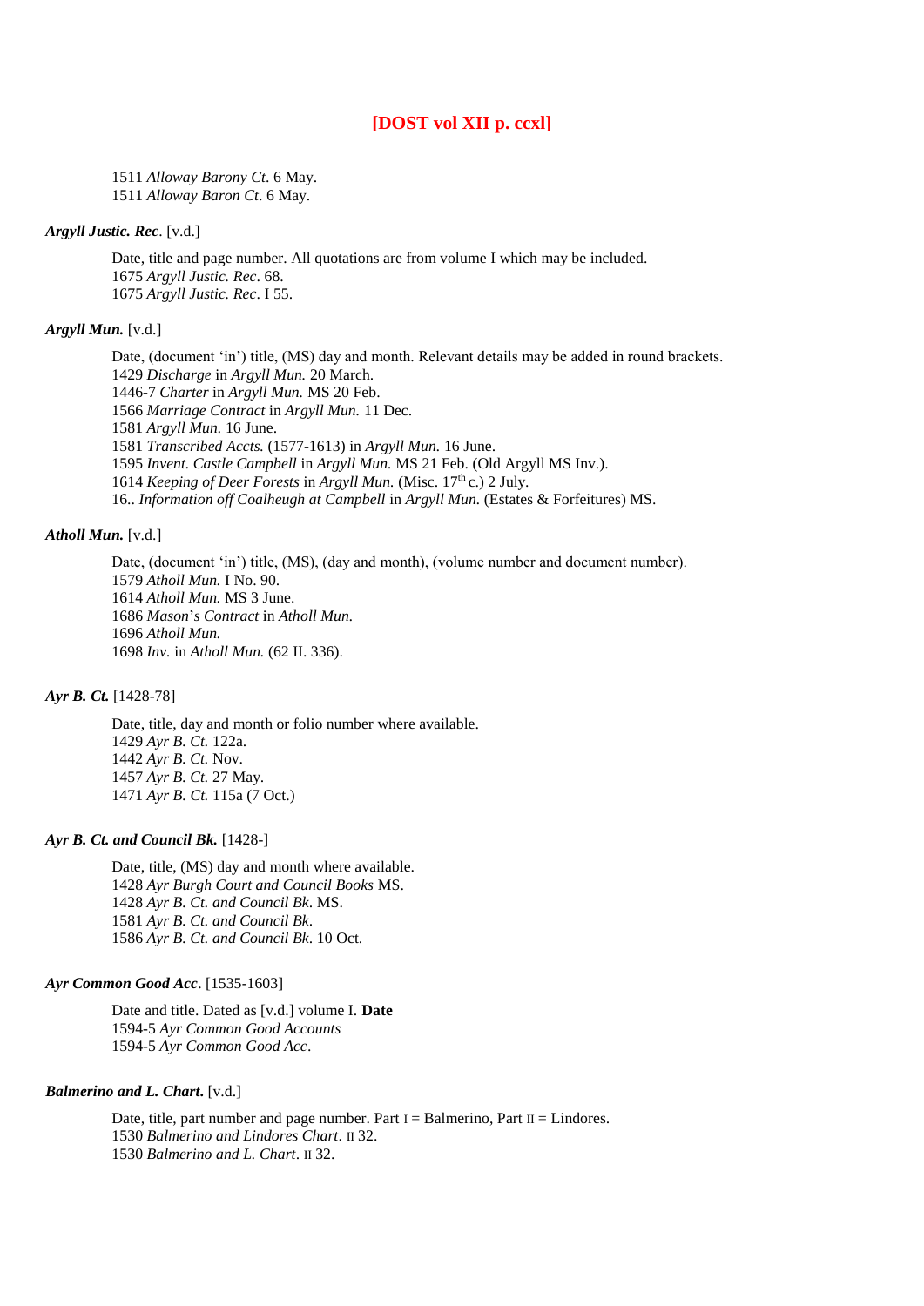**[DOST vol XII p. ccxl]**

1511 *Alloway Barony Ct.* 6 May.
1511 *Alloway Baron Ct.* 6 May.

***Argyll Justic. Rec*.** [v.d.]

Date, title and page number. All quotations are from volume I which may be included.
1675 *Argyll Justic. Rec*. 68.
1675 *Argyll Justic. Rec*. I 55.

***Argyll Mun.*** [v.d.]

Date, (document 'in') title, (MS) day and month. Relevant details may be added in round brackets.
1429 *Discharge* in *Argyll Mun.* 20 March.
1446-7 *Charter* in *Argyll Mun.* MS 20 Feb.
1566 *Marriage Contract* in *Argyll Mun.* 11 Dec.
1581 *Argyll Mun.* 16 June.
1581 *Transcribed Accts.* (1577-1613) in *Argyll Mun.* 16 June.
1595 *Invent. Castle Campbell* in *Argyll Mun.* MS 21 Feb. (Old Argyll MS Inv.).
1614 *Keeping of Deer Forests* in *Argyll Mun.* (Misc. 17th c.) 2 July.
16.. *Information off Coalheugh at Campbell* in *Argyll Mun.* (Estates & Forfeitures) MS.

***Atholl Mun.*** [v.d.]

Date, (document 'in') title, (MS), (day and month), (volume number and document number).
1579 *Atholl Mun.* I No. 90.
1614 *Atholl Mun.* MS 3 June.
1686 *Mason*'*s Contract* in *Atholl Mun.*
1696 *Atholl Mun.*
1698 *Inv.* in *Atholl Mun.* (62 II. 336).

***Ayr B. Ct.*** [1428-78]

Date, title, day and month or folio number where available.
1429 *Ayr B. Ct.* 122a.
1442 *Ayr B. Ct.* Nov.
1457 *Ayr B. Ct.* 27 May.
1471 *Ayr B. Ct.* 115a (7 Oct.)

***Ayr B. Ct. and Council Bk.*** [1428-]

Date, title, (MS) day and month where available.
1428 *Ayr Burgh Court and Council Books* MS.
1428 *Ayr B. Ct. and Council Bk*. MS.
1581 *Ayr B. Ct. and Council Bk*.
1586 *Ayr B. Ct. and Council Bk*. 10 Oct.

***Ayr Common Good Acc*.** [1535-1603]

Date and title. Dated as [v.d.] volume I. **Date**
1594-5 *Ayr Common Good Accounts*
1594-5 *Ayr Common Good Acc*.

***Balmerino and L. Chart*.** [v.d.]

Date, title, part number and page number. Part I = Balmerino, Part II = Lindores.
1530 *Balmerino and Lindores Chart*. II 32.
1530 *Balmerino and L. Chart*. II 32.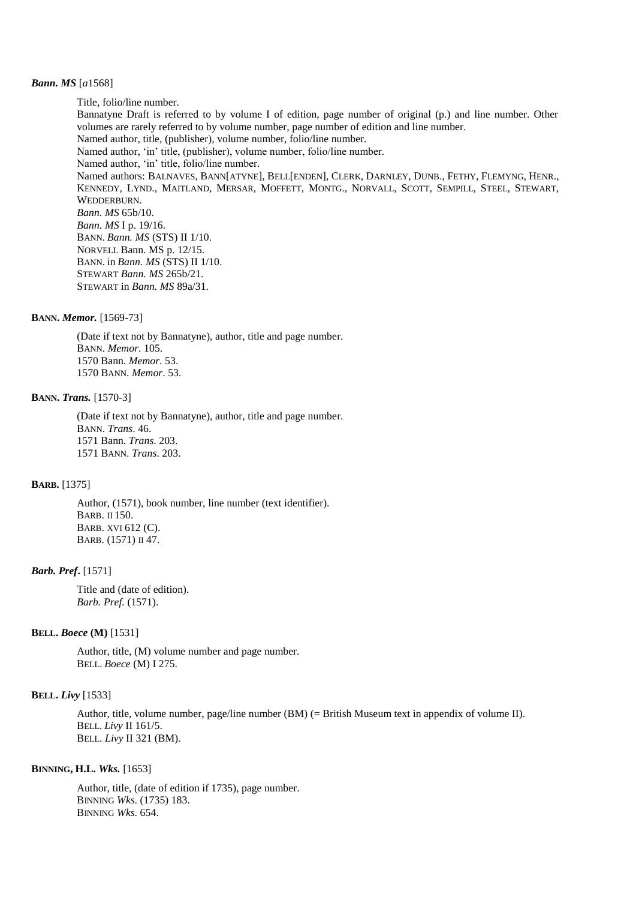***Bann. MS*** [*a*1568]

Title, folio/line number.
Bannatyne Draft is referred to by volume I of edition, page number of original (p.) and line number. Other volumes are rarely referred to by volume number, page number of edition and line number.
Named author, title, (publisher), volume number, folio/line number.
Named author, 'in' title, (publisher), volume number, folio/line number.
Named author, 'in' title, folio/line number.
Named authors: BALNAVES, BANN[ATYNE], BELL[ENDEN], CLERK, DARNLEY, DUNB., FETHY, FLEMYNG, HENR., KENNEDY, LYND., MAITLAND, MERSAR, MOFFETT, MONTG., NORVALL, SCOTT, SEMPILL, STEEL, STEWART, WEDDERBURN.
*Bann. MS* 65b/10.
*Bann. MS* I p. 19/16.
BANN. *Bann. MS* (STS) II 1/10.
NORVELL Bann. MS p. 12/15.
BANN. in *Bann. MS* (STS) II 1/10.
STEWART *Bann. MS* 265b/21.
STEWART in *Bann. MS* 89a/31.

**BANN. *Memor.*** [1569-73]

(Date if text not by Bannatyne), author, title and page number.
BANN. *Memor*. 105.
1570 Bann. *Memor.* 53.
1570 BANN. *Memor*. 53.

**BANN. *Trans.*** [1570-3]

(Date if text not by Bannatyne), author, title and page number.
BANN. *Trans*. 46.
1571 Bann. *Trans.* 203.
1571 BANN. *Trans*. 203.

**BARB.** [1375]

Author, (1571), book number, line number (text identifier).
BARB. II 150.
BARB. XVI 612 (C).
BARB. (1571) II 47.

***Barb. Pref*.** [1571]

Title and (date of edition).
*Barb. Pref.* (1571).

**BELL. *Boece* (M)** [1531]

Author, title, (M) volume number and page number.
BELL. *Boece* (M) I 275.

**BELL. *Livy*** [1533]

Author, title, volume number, page/line number (BM) (= British Museum text in appendix of volume II).
BELL. *Livy* II 161/5.
BELL. *Livy* II 321 (BM).

**BINNING, H.L. *Wks.*** [1653]

Author, title, (date of edition if 1735), page number.
BINNING *Wks*. (1735) 183.
BINNING *Wks*. 654.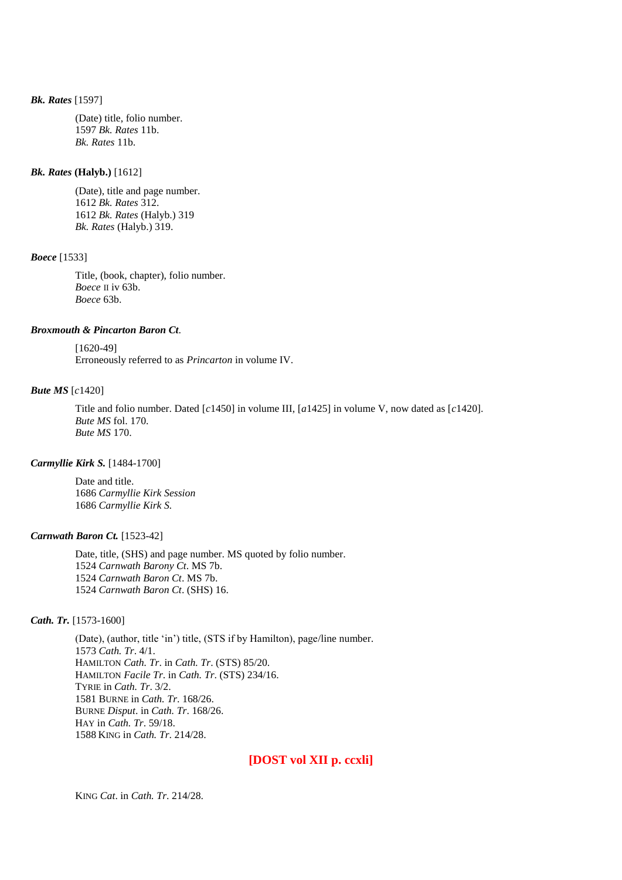***Bk. Rates*** [1597]

(Date) title, folio number.
1597 *Bk. Rates* 11b.
*Bk. Rates* 11b.

***Bk. Rates* (Halyb.)** [1612]

(Date), title and page number.
1612 *Bk. Rates* 312.
1612 *Bk. Rates* (Halyb.) 319
*Bk. Rates* (Halyb.) 319.

***Boece*** [1533]

Title, (book, chapter), folio number.
*Boece* II iv 63b.
*Boece* 63b.

***Broxmouth & Pincarton Baron Ct*.**

[1620-49]
Erroneously referred to as *Princarton* in volume IV.

***Bute MS*** [*c*1420]

Title and folio number. Dated [*c*1450] in volume III, [*a*1425] in volume V, now dated as [*c*1420].
*Bute MS* fol. 170.
*Bute MS* 170.

***Carmyllie Kirk S.*** [1484-1700]

Date and title.
1686 *Carmyllie Kirk Session*
1686 *Carmyllie Kirk S.*

***Carnwath Baron Ct.*** [1523-42]

Date, title, (SHS) and page number. MS quoted by folio number.
1524 *Carnwath Barony Ct*. MS 7b.
1524 *Carnwath Baron Ct*. MS 7b.
1524 *Carnwath Baron Ct*. (SHS) 16.

***Cath. Tr.*** [1573-1600]

(Date), (author, title 'in') title, (STS if by Hamilton), page/line number.
1573 *Cath. Tr*. 4/1.
HAMILTON *Cath. Tr*. in *Cath. Tr*. (STS) 85/20.
HAMILTON *Facile Tr*. in *Cath. Tr*. (STS) 234/16.
TYRIE in *Cath. Tr*. 3/2.
1581 BURNE in *Cath. Tr*. 168/26.
BURNE *Disput*. in *Cath. Tr*. 168/26.
HAY in *Cath. Tr*. 59/18.
1588 KING in *Cath. Tr*. 214/28.

**[DOST vol XII p. ccxli]**

KING *Cat*. in *Cath. Tr*. 214/28.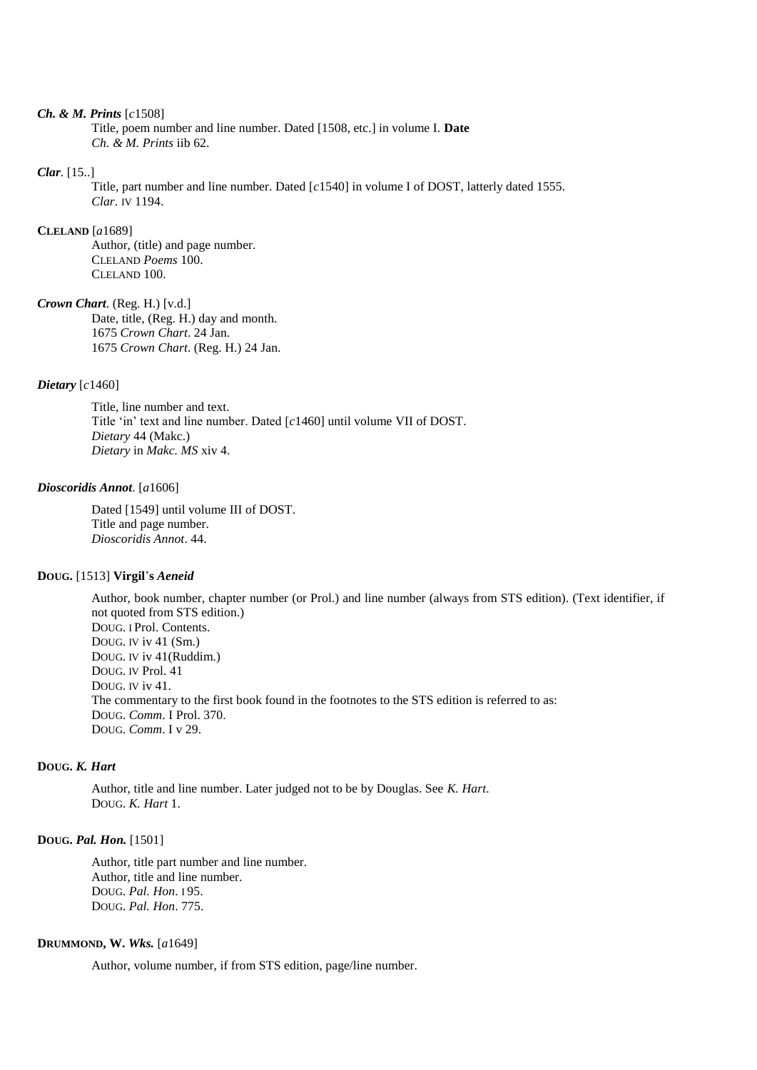***Ch. & M. Prints*** [*c*1508]

Title, poem number and line number. Dated [1508, etc.] in volume I. **Date**
*Ch. & M. Prints* iib 62.

***Clar.*** [15..]

Title, part number and line number. Dated [*c*1540] in volume I of DOST, latterly dated 1555.
*Clar*. IV 1194.

**CLELAND** [*a*1689]

Author, (title) and page number.
CLELAND *Poems* 100.
CLELAND 100.

***Crown Chart.*** (Reg. H.) [v.d.]

Date, title, (Reg. H.) day and month.
1675 *Crown Chart*. 24 Jan.
1675 *Crown Chart*. (Reg. H.) 24 Jan.

***Dietary*** [*c*1460]

Title, line number and text.
Title 'in' text and line number. Dated [*c*1460] until volume VII of DOST.
*Dietary* 44 (Makc.)
*Dietary* in *Makc. MS* xiv 4.

***Dioscoridis Annot.*** [*a*1606]

Dated [1549] until volume III of DOST.
Title and page number.
*Dioscoridis Annot*. 44.

**DOUG.** [1513] **Virgil's *Aeneid***

Author, book number, chapter number (or Prol.) and line number (always from STS edition). (Text identifier, if not quoted from STS edition.)
DOUG. I Prol. Contents.
DOUG. IV iv 41 (Sm.)
DOUG. IV iv 41(Ruddim.)
DOUG. IV Prol. 41
DOUG. IV iv 41.
The commentary to the first book found in the footnotes to the STS edition is referred to as:
DOUG. *Comm*. I Prol. 370.
DOUG. *Comm*. I v 29.

**DOUG. *K. Hart***

Author, title and line number. Later judged not to be by Douglas. See *K. Hart*.
DOUG. *K. Hart* 1.

**DOUG. *Pal. Hon.*** [1501]

Author, title part number and line number.
Author, title and line number.
DOUG. *Pal. Hon*. I 95.
DOUG. *Pal. Hon*. 775.

**DRUMMOND, W. *Wks.*** [*a*1649]

Author, volume number, if from STS edition, page/line number.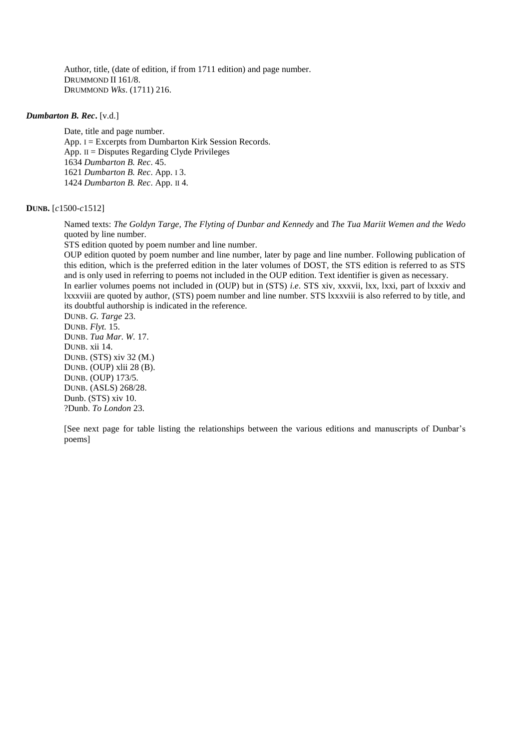Author, title, (date of edition, if from 1711 edition) and page number.
DRUMMOND II 161/8.
DRUMMOND *Wks*. (1711) 216.

***Dumbarton B. Rec*.** [v.d.]

Date, title and page number.
App. I = Excerpts from Dumbarton Kirk Session Records.
App. II = Disputes Regarding Clyde Privileges
1634 *Dumbarton B. Rec*. 45.
1621 *Dumbarton B. Rec*. App. I 3.
1424 *Dumbarton B. Rec*. App. II 4.

**DUNB.** [*c*1500-*c*1512]

Named texts: *The Goldyn Targe, The Flyting of Dunbar and Kennedy* and *The Tua Mariit Wemen and the Wedo* quoted by line number.
STS edition quoted by poem number and line number.
OUP edition quoted by poem number and line number, later by page and line number. Following publication of this edition, which is the preferred edition in the later volumes of DOST, the STS edition is referred to as STS and is only used in referring to poems not included in the OUP edition. Text identifier is given as necessary.
In earlier volumes poems not included in (OUP) but in (STS) *i.e*. STS xiv, xxxvii, lxx, lxxi, part of lxxxiv and lxxxviii are quoted by author, (STS) poem number and line number. STS lxxxviii is also referred to by title, and its doubtful authorship is indicated in the reference.
DUNB. *G. Targe* 23.
DUNB. *Flyt.* 15.
DUNB. *Tua Mar. W*. 17.
DUNB. xii 14.
DUNB. (STS) xiv 32 (M.)
DUNB. (OUP) xlii 28 (B).
DUNB. (OUP) 173/5.
DUNB. (ASLS) 268/28.
Dunb. (STS) xiv 10.
?Dunb. *To London* 23.

[See next page for table listing the relationships between the various editions and manuscripts of Dunbar's poems]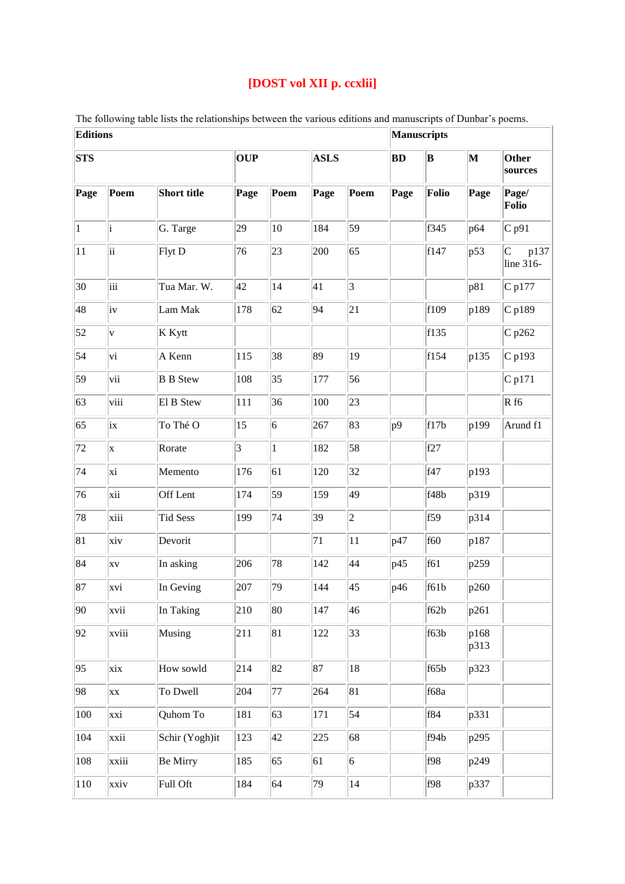**[DOST vol XII p. ccxlii]**

The following table lists the relationships between the various editions and manuscripts of Dunbar's poems.

| Editions | | | | | | | Manuscripts | | | |
|---|---|---|---|---|---|---|---|---|---|---|
| STS | | | OUP | | ASLS | | BD | B | M | Other sources |
| Page | Poem | Short title | Page | Poem | Page | Poem | Page | Folio | Page | Page/ Folio |
| 1 | i | G. Targe | 29 | 10 | 184 | 59 | | f345 | p64 | C p91 |
| 11 | ii | Flyt D | 76 | 23 | 200 | 65 | | f147 | p53 | C p137 line 316- |
| 30 | iii | Tua Mar. W. | 42 | 14 | 41 | 3 | | | p81 | C p177 |
| 48 | iv | Lam Mak | 178 | 62 | 94 | 21 | | f109 | p189 | C p189 |
| 52 | v | K Kytt | | | | | | f135 | | C p262 |
| 54 | vi | A Kenn | 115 | 38 | 89 | 19 | | f154 | p135 | C p193 |
| 59 | vii | B B Stew | 108 | 35 | 177 | 56 | | | | C p171 |
| 63 | viii | El B Stew | 111 | 36 | 100 | 23 | | | | R f6 |
| 65 | ix | To Thé O | 15 | 6 | 267 | 83 | p9 | f17b | p199 | Arund f1 |
| 72 | x | Rorate | 3 | 1 | 182 | 58 | | f27 | | |
| 74 | xi | Memento | 176 | 61 | 120 | 32 | | f47 | p193 | |
| 76 | xii | Off Lent | 174 | 59 | 159 | 49 | | f48b | p319 | |
| 78 | xiii | Tid Sess | 199 | 74 | 39 | 2 | | f59 | p314 | |
| 81 | xiv | Devorit | | | 71 | 11 | p47 | f60 | p187 | |
| 84 | xv | In asking | 206 | 78 | 142 | 44 | p45 | f61 | p259 | |
| 87 | xvi | In Geving | 207 | 79 | 144 | 45 | p46 | f61b | p260 | |
| 90 | xvii | In Taking | 210 | 80 | 147 | 46 | | f62b | p261 | |
| 92 | xviii | Musing | 211 | 81 | 122 | 33 | | f63b | p168 p313 | |
| 95 | xix | How sowld | 214 | 82 | 87 | 18 | | f65b | p323 | |
| 98 | xx | To Dwell | 204 | 77 | 264 | 81 | | f68a | | |
| 100 | xxi | Quhom To | 181 | 63 | 171 | 54 | | f84 | p331 | |
| 104 | xxii | Schir (Yogh)it | 123 | 42 | 225 | 68 | | f94b | p295 | |
| 108 | xxiii | Be Mirry | 185 | 65 | 61 | 6 | | f98 | p249 | |
| 110 | xxiv | Full Oft | 184 | 64 | 79 | 14 | | f98 | p337 | |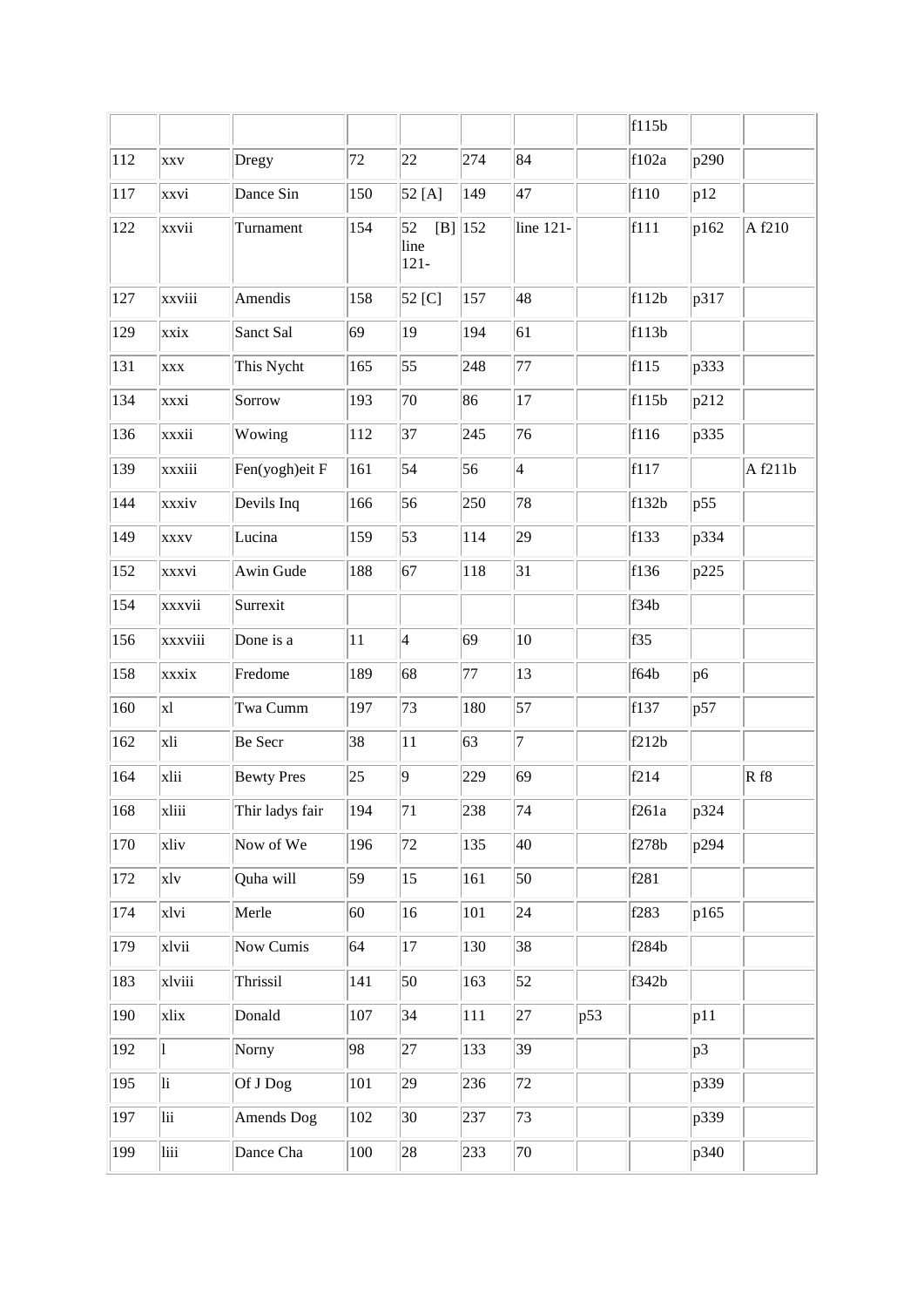| | | | | | | | | | | |
|---|---|---|---|---|---|---|---|---|---|---|
| | | | | | | | | f115b | | |
| 112 | xxv | Dregy | 72 | 22 | 274 | 84 | | f102a | p290 | |
| 117 | xxvi | Dance Sin | 150 | 52 [A] | 149 | 47 | | f110 | p12 | |
| 122 | xxvii | Turnament | 154 | 52 [B] line 121- | 152 | line 121- | | f111 | p162 | A f210 |
| 127 | xxviii | Amendis | 158 | 52 [C] | 157 | 48 | | f112b | p317 | |
| 129 | xxix | Sanct Sal | 69 | 19 | 194 | 61 | | f113b | | |
| 131 | xxx | This Nycht | 165 | 55 | 248 | 77 | | f115 | p333 | |
| 134 | xxxi | Sorrow | 193 | 70 | 86 | 17 | | f115b | p212 | |
| 136 | xxxii | Wowing | 112 | 37 | 245 | 76 | | f116 | p335 | |
| 139 | xxxiii | Fen(yogh)eit F | 161 | 54 | 56 | 4 | | f117 | | A f211b |
| 144 | xxxiv | Devils Inq | 166 | 56 | 250 | 78 | | f132b | p55 | |
| 149 | xxxv | Lucina | 159 | 53 | 114 | 29 | | f133 | p334 | |
| 152 | xxxvi | Awin Gude | 188 | 67 | 118 | 31 | | f136 | p225 | |
| 154 | xxxvii | Surrexit | | | | | | f34b | | |
| 156 | xxxviii | Done is a | 11 | 4 | 69 | 10 | | f35 | | |
| 158 | xxxix | Fredome | 189 | 68 | 77 | 13 | | f64b | p6 | |
| 160 | xl | Twa Cumm | 197 | 73 | 180 | 57 | | f137 | p57 | |
| 162 | xli | Be Secr | 38 | 11 | 63 | 7 | | f212b | | |
| 164 | xlii | Bewty Pres | 25 | 9 | 229 | 69 | | f214 | | R f8 |
| 168 | xliii | Thir ladys fair | 194 | 71 | 238 | 74 | | f261a | p324 | |
| 170 | xliv | Now of We | 196 | 72 | 135 | 40 | | f278b | p294 | |
| 172 | xlv | Quha will | 59 | 15 | 161 | 50 | | f281 | | |
| 174 | xlvi | Merle | 60 | 16 | 101 | 24 | | f283 | p165 | |
| 179 | xlvii | Now Cumis | 64 | 17 | 130 | 38 | | f284b | | |
| 183 | xlviii | Thrissil | 141 | 50 | 163 | 52 | | f342b | | |
| 190 | xlix | Donald | 107 | 34 | 111 | 27 | p53 | | p11 | |
| 192 | l | Norny | 98 | 27 | 133 | 39 | | | p3 | |
| 195 | li | Of J Dog | 101 | 29 | 236 | 72 | | | p339 | |
| 197 | lii | Amends Dog | 102 | 30 | 237 | 73 | | | p339 | |
| 199 | liii | Dance Cha | 100 | 28 | 233 | 70 | | | p340 | |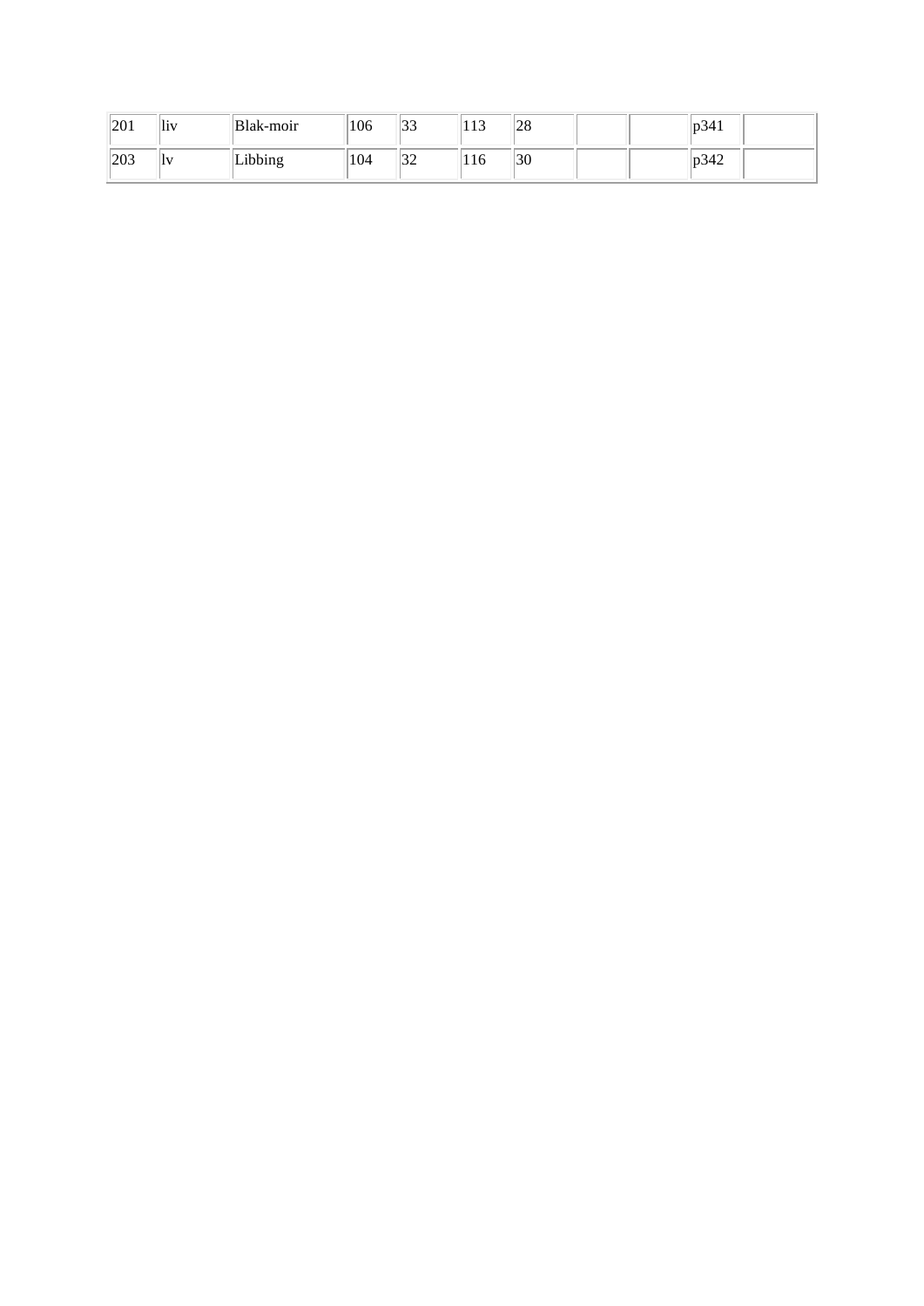| | | | | | | | | | | |
|---|---|---|---|---|---|---|---|---|---|---|
| 201 | liv | Blak-moir | 106 | 33 | 113 | 28 | | | p341 | |
| 203 | lv | Libbing | 104 | 32 | 116 | 30 | | | p342 | |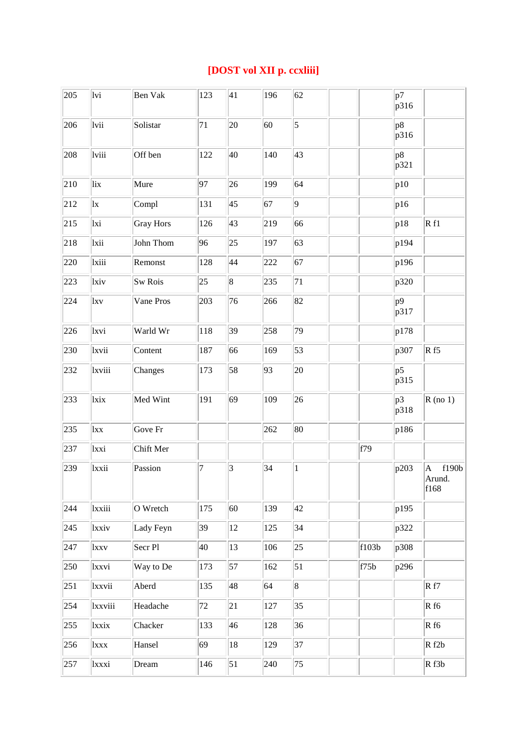**[DOST vol XII p. ccxliii]**

| | | | | | | | | | | |
|---|---|---|---|---|---|---|---|---|---|---|
| 205 | lvi | Ben Vak | 123 | 41 | 196 | 62 | | | p7 p316 | |
| 206 | lvii | Solistar | 71 | 20 | 60 | 5 | | | p8 p316 | |
| 208 | lviii | Off ben | 122 | 40 | 140 | 43 | | | p8 p321 | |
| 210 | lix | Mure | 97 | 26 | 199 | 64 | | | p10 | |
| 212 | lx | Compl | 131 | 45 | 67 | 9 | | | p16 | |
| 215 | lxi | Gray Hors | 126 | 43 | 219 | 66 | | | p18 | R f1 |
| 218 | lxii | John Thom | 96 | 25 | 197 | 63 | | | p194 | |
| 220 | lxiii | Remonst | 128 | 44 | 222 | 67 | | | p196 | |
| 223 | lxiv | Sw Rois | 25 | 8 | 235 | 71 | | | p320 | |
| 224 | lxv | Vane Pros | 203 | 76 | 266 | 82 | | | p9 p317 | |
| 226 | lxvi | Warld Wr | 118 | 39 | 258 | 79 | | | p178 | |
| 230 | lxvii | Content | 187 | 66 | 169 | 53 | | | p307 | R f5 |
| 232 | lxviii | Changes | 173 | 58 | 93 | 20 | | | p5 p315 | |
| 233 | lxix | Med Wint | 191 | 69 | 109 | 26 | | | p3 p318 | R (no 1) |
| 235 | lxx | Gove Fr | | | 262 | 80 | | | p186 | |
| 237 | lxxi | Chift Mer | | | | | | f79 | | |
| 239 | lxxii | Passion | 7 | 3 | 34 | 1 | | | p203 | A f190b Arund. f168 |
| 244 | lxxiii | O Wretch | 175 | 60 | 139 | 42 | | | p195 | |
| 245 | lxxiv | Lady Feyn | 39 | 12 | 125 | 34 | | | p322 | |
| 247 | lxxv | Secr Pl | 40 | 13 | 106 | 25 | | f103b | p308 | |
| 250 | lxxvi | Way to De | 173 | 57 | 162 | 51 | | f75b | p296 | |
| 251 | lxxvii | Aberd | 135 | 48 | 64 | 8 | | | | R f7 |
| 254 | lxxviii | Headache | 72 | 21 | 127 | 35 | | | | R f6 |
| 255 | lxxix | Chacker | 133 | 46 | 128 | 36 | | | | R f6 |
| 256 | lxxx | Hansel | 69 | 18 | 129 | 37 | | | | R f2b |
| 257 | lxxxi | Dream | 146 | 51 | 240 | 75 | | | | R f3b |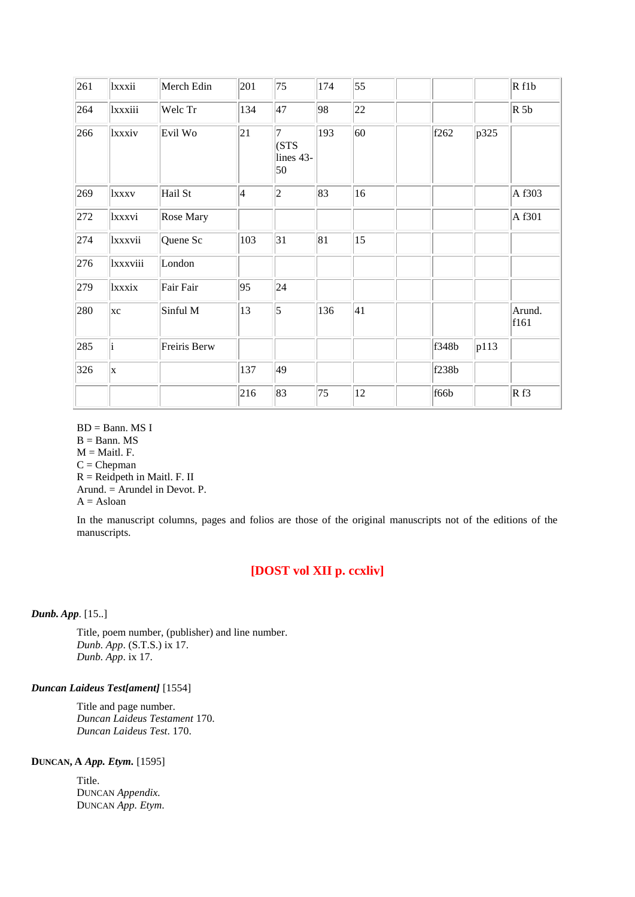| | | | | | | | | | | |
|---|---|---|---|---|---|---|---|---|---|---|
| 261 | lxxxii | Merch Edin | 201 | 75 | 174 | 55 | | | | R f1b |
| 264 | lxxxiii | Welc Tr | 134 | 47 | 98 | 22 | | | | R 5b |
| 266 | lxxxiv | Evil Wo | 21 | 7 (STS lines 43-50 | 193 | 60 | | f262 | p325 | |
| 269 | lxxxv | Hail St | 4 | 2 | 83 | 16 | | | | A f303 |
| 272 | lxxxvi | Rose Mary | | | | | | | | A f301 |
| 274 | lxxxvii | Quene Sc | 103 | 31 | 81 | 15 | | | | |
| 276 | lxxxviii | London | | | | | | | | |
| 279 | lxxxix | Fair Fair | 95 | 24 | | | | | | |
| 280 | xc | Sinful M | 13 | 5 | 136 | 41 | | | | Arund. f161 |
| 285 | i | Freiris Berw | | | | | | f348b | p113 | |
| 326 | x | | 137 | 49 | | | | f238b | | |
| | | | 216 | 83 | 75 | 12 | | f66b | | R f3 |

BD = Bann. MS I
B = Bann. MS
M = Maitl. F.
C = Chepman
R = Reidpeth in Maitl. F. II
Arund. = Arundel in Devot. P.
A = Asloan

In the manuscript columns, pages and folios are those of the original manuscripts not of the editions of the manuscripts.

**[DOST vol XII p. ccxliv]**

***Dunb. App***. [15..]

Title, poem number, (publisher) and line number.
*Dunb. App*. (S.T.S.) ix 17.
*Dunb. App*. ix 17.

***Duncan Laideus Test[ament]*** [1554]

Title and page number.
*Duncan Laideus Testament* 170.
*Duncan Laideus Test*. 170.

**DUNCAN, A *App. Etym.*** [1595]

Title.
DUNCAN *Appendix.*
DUNCAN *App. Etym.*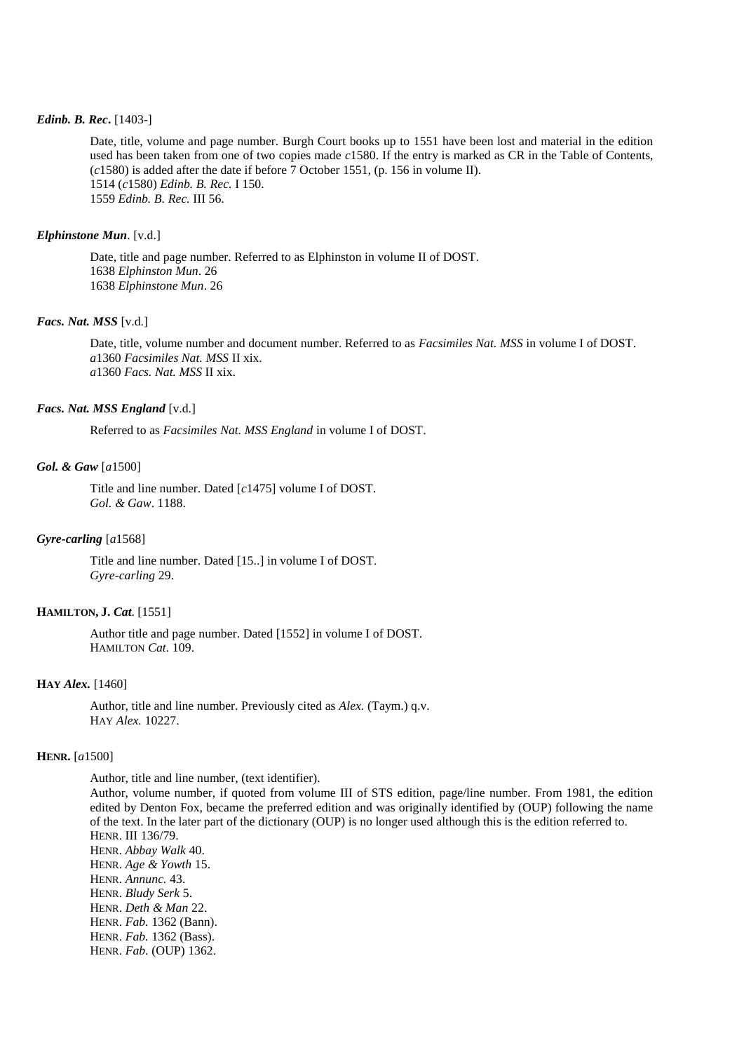***Edinb. B. Rec***. [1403-]

Date, title, volume and page number. Burgh Court books up to 1551 have been lost and material in the edition used has been taken from one of two copies made *c*1580. If the entry is marked as CR in the Table of Contents, (*c*1580) is added after the date if before 7 October 1551, (p. 156 in volume II).
1514 (*c*1580) *Edinb. B. Rec.* I 150.
1559 *Edinb. B. Rec.* III 56.

***Elphinstone Mun***. [v.d.]

Date, title and page number. Referred to as Elphinston in volume II of DOST.
1638 *Elphinston Mun*. 26
1638 *Elphinstone Mun*. 26

***Facs. Nat. MSS*** [v.d.]

Date, title, volume number and document number. Referred to as *Facsimiles Nat. MSS* in volume I of DOST.
*a*1360 *Facsimiles Nat. MSS* II xix.
*a*1360 *Facs. Nat. MSS* II xix.

***Facs. Nat. MSS England*** [v.d.]

Referred to as *Facsimiles Nat. MSS England* in volume I of DOST.

***Gol. & Gaw*** [*a*1500]

Title and line number. Dated [*c*1475] volume I of DOST.
*Gol. & Gaw*. 1188.

***Gyre-carling*** [*a*1568]

Title and line number. Dated [15..] in volume I of DOST.
*Gyre-carling* 29.

**HAMILTON, J. *Cat***. [1551]

Author title and page number. Dated [1552] in volume I of DOST.
HAMILTON *Cat*. 109.

**HAY *Alex.*** [1460]

Author, title and line number. Previously cited as *Alex.* (Taym.) q.v.
HAY *Alex.* 10227.

**HENR.** [*a*1500]

Author, title and line number, (text identifier).
Author, volume number, if quoted from volume III of STS edition, page/line number. From 1981, the edition edited by Denton Fox, became the preferred edition and was originally identified by (OUP) following the name of the text. In the later part of the dictionary (OUP) is no longer used although this is the edition referred to.
HENR. III 136/79.
HENR. *Abbay Walk* 40.
HENR. *Age & Yowth* 15.
HENR. *Annunc.* 43.
HENR. *Bludy Serk* 5.
HENR. *Deth & Man* 22.
HENR. *Fab.* 1362 (Bann).
HENR. *Fab.* 1362 (Bass).
HENR. *Fab.* (OUP) 1362.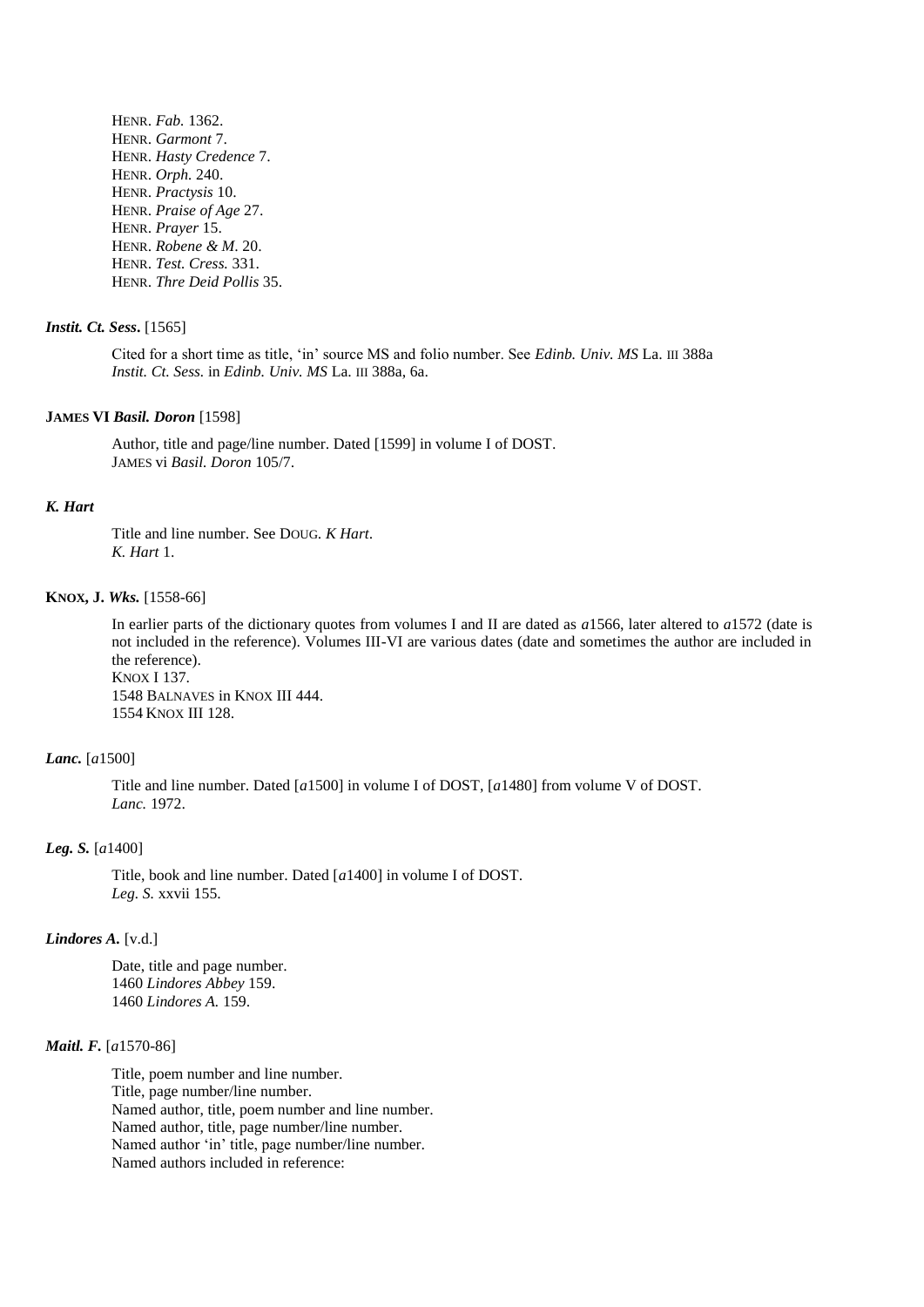HENR. *Fab.* 1362.
HENR. *Garmont* 7.
HENR. *Hasty Credence* 7.
HENR. *Orph.* 240.
HENR. *Practysis* 10.
HENR. *Praise of Age* 27.
HENR. *Prayer* 15.
HENR. *Robene & M.* 20.
HENR. *Test. Cress.* 331.
HENR. *Thre Deid Pollis* 35.

***Instit. Ct. Sess.*** [1565]

Cited for a short time as title, 'in' source MS and folio number. See *Edinb. Univ. MS* La. III 388a
*Instit. Ct. Sess.* in *Edinb. Univ. MS* La. III 388a, 6a.

**JAMES VI *Basil. Doron*** [1598]

Author, title and page/line number. Dated [1599] in volume I of DOST.
JAMES vi *Basil. Doron* 105/7.

***K. Hart***

Title and line number. See DOUG. *K Hart*.
*K. Hart* 1.

**KNOX, J. *Wks.*** [1558-66]

In earlier parts of the dictionary quotes from volumes I and II are dated as *a*1566, later altered to *a*1572 (date is not included in the reference). Volumes III-VI are various dates (date and sometimes the author are included in the reference).
KNOX I 137.
1548 BALNAVES in KNOX III 444.
1554 KNOX III 128.

***Lanc.*** [*a*1500]

Title and line number. Dated [*a*1500] in volume I of DOST, [*a*1480] from volume V of DOST.
*Lanc.* 1972.

***Leg. S.*** [*a*1400]

Title, book and line number. Dated [*a*1400] in volume I of DOST.
*Leg. S.* xxvii 155.

***Lindores A.*** [v.d.]

Date, title and page number.
1460 *Lindores Abbey* 159.
1460 *Lindores A.* 159.

***Maitl. F.*** [*a*1570-86]

Title, poem number and line number.
Title, page number/line number.
Named author, title, poem number and line number.
Named author, title, page number/line number.
Named author 'in' title, page number/line number.
Named authors included in reference: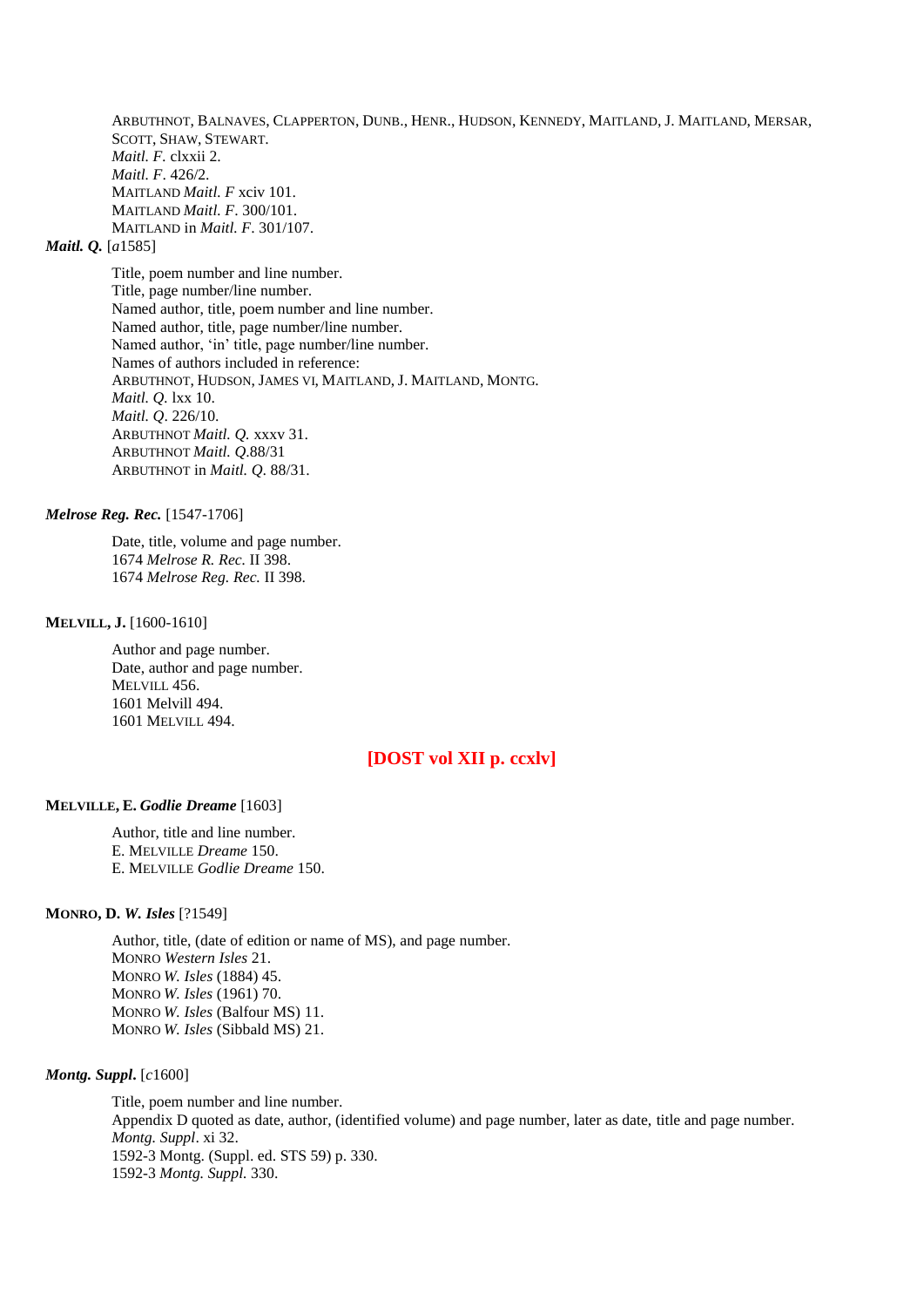ARBUTHNOT, BALNAVES, CLAPPERTON, DUNB., HENR., HUDSON, KENNEDY, MAITLAND, J. MAITLAND, MERSAR, SCOTT, SHAW, STEWART.
*Maitl. F.* clxxii 2.
*Maitl. F*. 426/2.
MAITLAND *Maitl. F* xciv 101.
MAITLAND *Maitl. F*. 300/101.
MAITLAND in *Maitl. F*. 301/107.

***Maitl. Q.*** [*a*1585]

Title, poem number and line number.
Title, page number/line number.
Named author, title, poem number and line number.
Named author, title, page number/line number.
Named author, 'in' title, page number/line number.
Names of authors included in reference:
ARBUTHNOT, HUDSON, JAMES VI, MAITLAND, J. MAITLAND, MONTG.
*Maitl. Q.* lxx 10.
*Maitl. Q*. 226/10.
ARBUTHNOT *Maitl. Q.* xxxv 31.
ARBUTHNOT *Maitl. Q*.88/31
ARBUTHNOT in *Maitl. Q*. 88/31.

***Melrose Reg. Rec.*** [1547-1706]

Date, title, volume and page number.
1674 *Melrose R. Rec.* II 398.
1674 *Melrose Reg. Rec.* II 398.

**MELVILL, J.** [1600-1610]

Author and page number.
Date, author and page number.
MELVILL 456.
1601 Melvill 494.
1601 MELVILL 494.

**[DOST vol XII p. ccxlv]**

**MELVILLE, E.** ***Godlie Dreame*** [1603]

Author, title and line number.
E. MELVILLE *Dreame* 150.
E. MELVILLE *Godlie Dreame* 150.

**MONRO, D.** ***W. Isles*** [?1549]

Author, title, (date of edition or name of MS), and page number.
MONRO *Western Isles* 21.
MONRO *W. Isles* (1884) 45.
MONRO *W. Isles* (1961) 70.
MONRO *W. Isles* (Balfour MS) 11.
MONRO *W. Isles* (Sibbald MS) 21.

***Montg. Suppl*.** [*c*1600]

Title, poem number and line number.
Appendix D quoted as date, author, (identified volume) and page number, later as date, title and page number.
*Montg. Suppl*. xi 32.
1592-3 Montg. (Suppl. ed. STS 59) p. 330.
1592-3 *Montg. Suppl.* 330.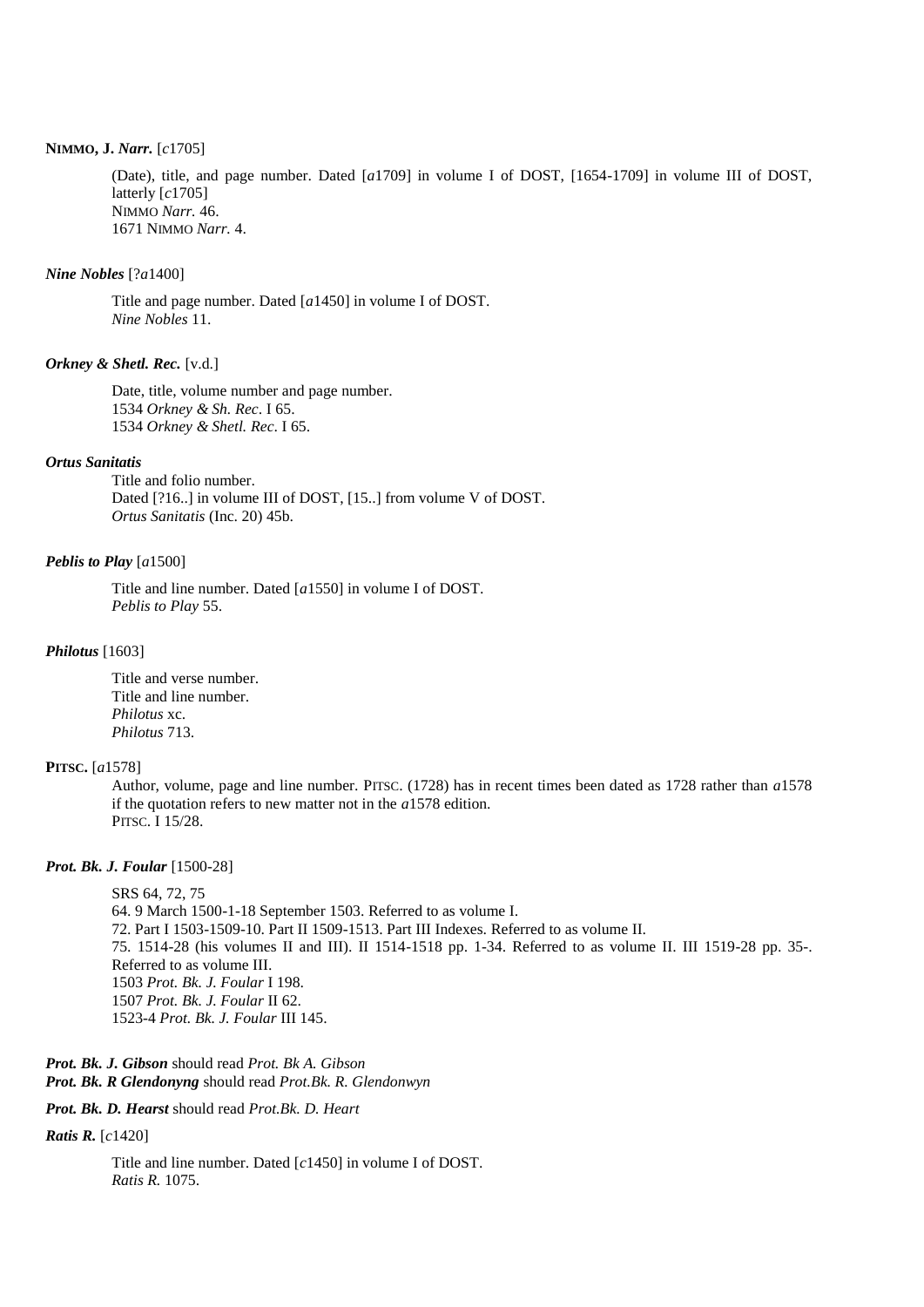**NIMMO, J. *Narr.*** [*c*1705]

(Date), title, and page number. Dated [*a*1709] in volume I of DOST, [1654-1709] in volume III of DOST, latterly [*c*1705]
NIMMO *Narr.* 46.
1671 NIMMO *Narr.* 4.

***Nine Nobles*** [?*a*1400]

Title and page number. Dated [*a*1450] in volume I of DOST.
*Nine Nobles* 11.

***Orkney & Shetl. Rec.*** [v.d.]

Date, title, volume number and page number.
1534 *Orkney & Sh. Rec*. I 65.
1534 *Orkney & Shetl. Rec*. I 65.

***Ortus Sanitatis***

Title and folio number.
Dated [?16..] in volume III of DOST, [15..] from volume V of DOST.
*Ortus Sanitatis* (Inc. 20) 45b.

***Peblis to Play*** [*a*1500]

Title and line number. Dated [*a*1550] in volume I of DOST.
*Peblis to Play* 55.

***Philotus*** [1603]

Title and verse number.
Title and line number.
*Philotus* xc.
*Philotus* 713.

**PITSC.** [*a*1578]

Author, volume, page and line number. PITSC. (1728) has in recent times been dated as 1728 rather than *a*1578 if the quotation refers to new matter not in the *a*1578 edition.
PITSC. I 15/28.

***Prot. Bk. J. Foular*** [1500-28]

SRS 64, 72, 75
64. 9 March 1500-1-18 September 1503. Referred to as volume I.
72. Part I 1503-1509-10. Part II 1509-1513. Part III Indexes. Referred to as volume II.
75. 1514-28 (his volumes II and III). II 1514-1518 pp. 1-34. Referred to as volume II. III 1519-28 pp. 35-. Referred to as volume III.
1503 *Prot. Bk. J. Foular* I 198.
1507 *Prot. Bk. J. Foular* II 62.
1523-4 *Prot. Bk. J. Foular* III 145.

***Prot. Bk. J. Gibson*** should read *Prot. Bk A. Gibson*
***Prot. Bk. R Glendonyng*** should read *Prot.Bk. R. Glendonwyn*

***Prot. Bk. D. Hearst*** should read *Prot.Bk. D. Heart*

***Ratis R.*** [*c*1420]

Title and line number. Dated [*c*1450] in volume I of DOST.
*Ratis R.* 1075.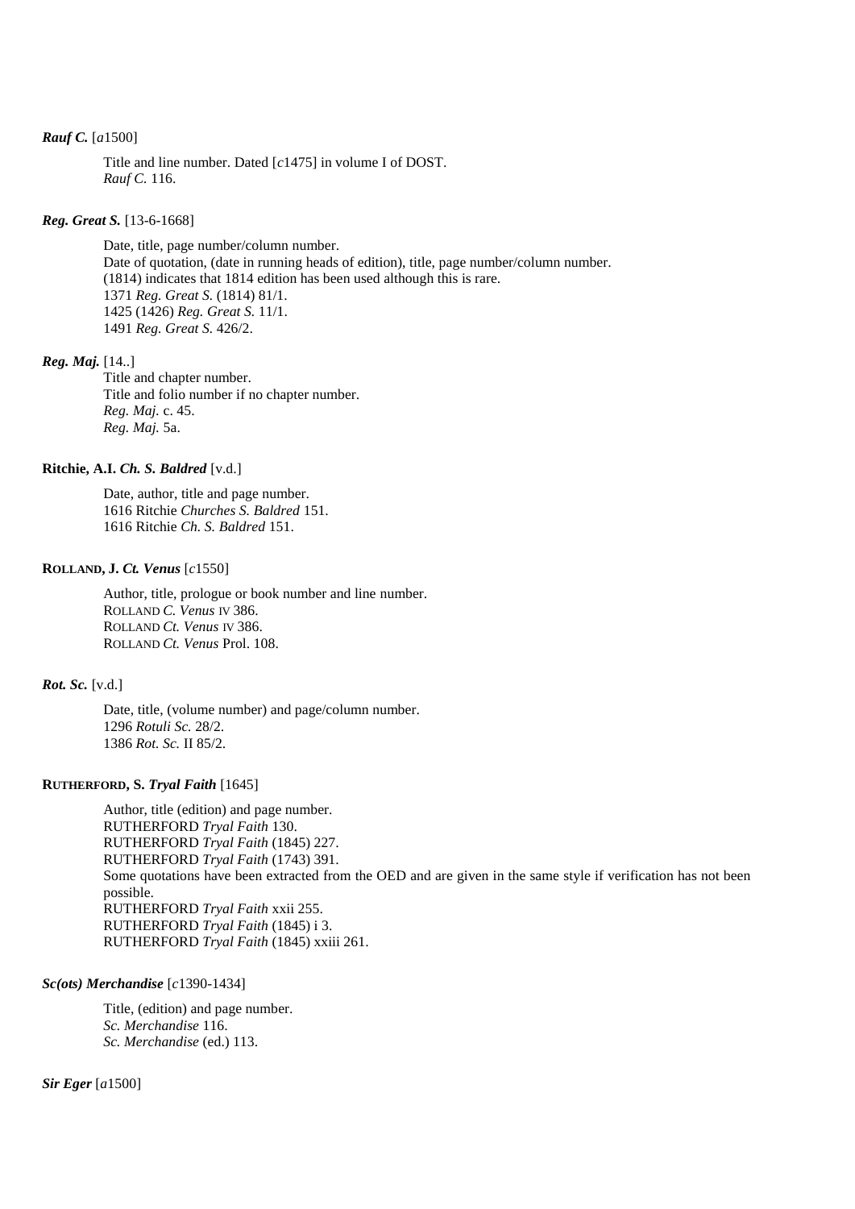***Rauf C.*** [*a*1500]

Title and line number. Dated [*c*1475] in volume I of DOST.
*Rauf C.* 116.

***Reg. Great S.*** [13-6-1668]

Date, title, page number/column number.
Date of quotation, (date in running heads of edition), title, page number/column number.
(1814) indicates that 1814 edition has been used although this is rare.
1371 *Reg. Great S.* (1814) 81/1.
1425 (1426) *Reg. Great S.* 11/1.
1491 *Reg. Great S.* 426/2.

***Reg. Maj.*** [14..]

Title and chapter number.
Title and folio number if no chapter number.
*Reg. Maj.* c. 45.
*Reg. Maj.* 5a.

**Ritchie, A.I. *Ch. S. Baldred*** [v.d.]

Date, author, title and page number.
1616 Ritchie *Churches S. Baldred* 151.
1616 Ritchie *Ch. S. Baldred* 151.

**ROLLAND, J. *Ct. Venus*** [*c*1550]

Author, title, prologue or book number and line number.
ROLLAND *C. Venus* IV 386.
ROLLAND *Ct. Venus* IV 386.
ROLLAND *Ct. Venus* Prol. 108.

***Rot. Sc.*** [v.d.]

Date, title, (volume number) and page/column number.
1296 *Rotuli Sc.* 28/2.
1386 *Rot. Sc.* II 85/2.

**RUTHERFORD, S. *Tryal Faith*** [1645]

Author, title (edition) and page number.
RUTHERFORD *Tryal Faith* 130.
RUTHERFORD *Tryal Faith* (1845) 227.
RUTHERFORD *Tryal Faith* (1743) 391.
Some quotations have been extracted from the OED and are given in the same style if verification has not been possible.
RUTHERFORD *Tryal Faith* xxii 255.
RUTHERFORD *Tryal Faith* (1845) i 3.
RUTHERFORD *Tryal Faith* (1845) xxiii 261.

***Sc(ots) Merchandise*** [*c*1390-1434]

Title, (edition) and page number.
*Sc. Merchandise* 116.
*Sc. Merchandise* (ed.) 113.

***Sir Eger*** [*a*1500]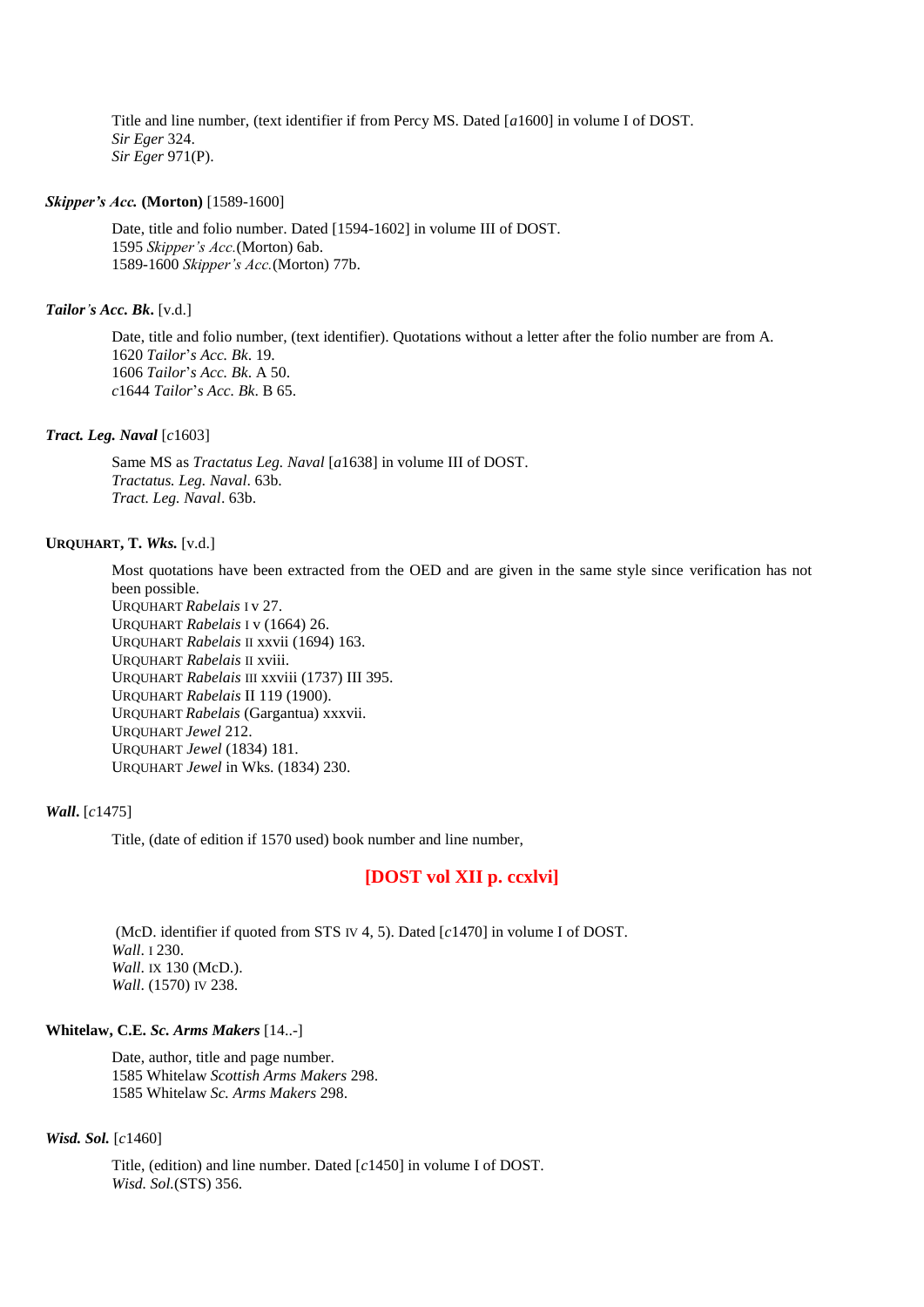Title and line number, (text identifier if from Percy MS. Dated [*a*1600] in volume I of DOST.
*Sir Eger* 324.
*Sir Eger* 971(P).

***Skipper's Acc.* (Morton)** [1589-1600]

Date, title and folio number. Dated [1594-1602] in volume III of DOST.
1595 *Skipper's Acc.*(Morton) 6ab.
1589-1600 *Skipper's Acc.*(Morton) 77b.

***Tailor's Acc. Bk.*** [v.d.]

Date, title and folio number, (text identifier). Quotations without a letter after the folio number are from A.
1620 *Tailor*'*s Acc. Bk*. 19.
1606 *Tailor*'*s Acc. Bk*. A 50.
*c*1644 *Tailor*'*s Acc. Bk*. B 65.

***Tract. Leg. Naval*** [*c*1603]

Same MS as *Tractatus Leg. Naval* [*a*1638] in volume III of DOST.
*Tractatus. Leg. Naval*. 63b.
*Tract. Leg. Naval*. 63b.

**URQUHART, T. *Wks.*** [v.d.]

Most quotations have been extracted from the OED and are given in the same style since verification has not been possible.
URQUHART *Rabelais* I v 27.
URQUHART *Rabelais* I v (1664) 26.
URQUHART *Rabelais* II xxvii (1694) 163.
URQUHART *Rabelais* II xviii.
URQUHART *Rabelais* III xxviii (1737) III 395.
URQUHART *Rabelais* II 119 (1900).
URQUHART *Rabelais* (Gargantua) xxxvii.
URQUHART *Jewel* 212.
URQUHART *Jewel* (1834) 181.
URQUHART *Jewel* in Wks. (1834) 230.

***Wall.*** [*c*1475]

Title, (date of edition if 1570 used) book number and line number,

**[DOST vol XII p. ccxlvi]**

(McD. identifier if quoted from STS IV 4, 5). Dated [*c*1470] in volume I of DOST.
*Wall*. I 230.
*Wall*. IX 130 (McD.).
*Wall*. (1570) IV 238.

**Whitelaw, C.E. *Sc. Arms Makers*** [14..-]

Date, author, title and page number.
1585 Whitelaw *Scottish Arms Makers* 298.
1585 Whitelaw *Sc. Arms Makers* 298.

***Wisd. Sol.*** [*c*1460]

Title, (edition) and line number. Dated [*c*1450] in volume I of DOST.
*Wisd. Sol.*(STS) 356.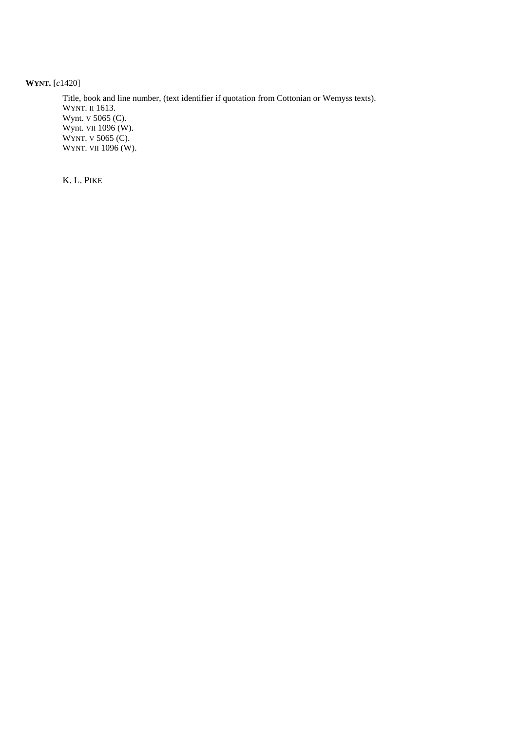**WYNT.** [*c*1420]

Title, book and line number, (text identifier if quotation from Cottonian or Wemyss texts).
WYNT. II 1613.
Wynt. V 5065 (C).
Wynt. VII 1096 (W).
WYNT. V 5065 (C).
WYNT. VII 1096 (W).

K. L. PIKE